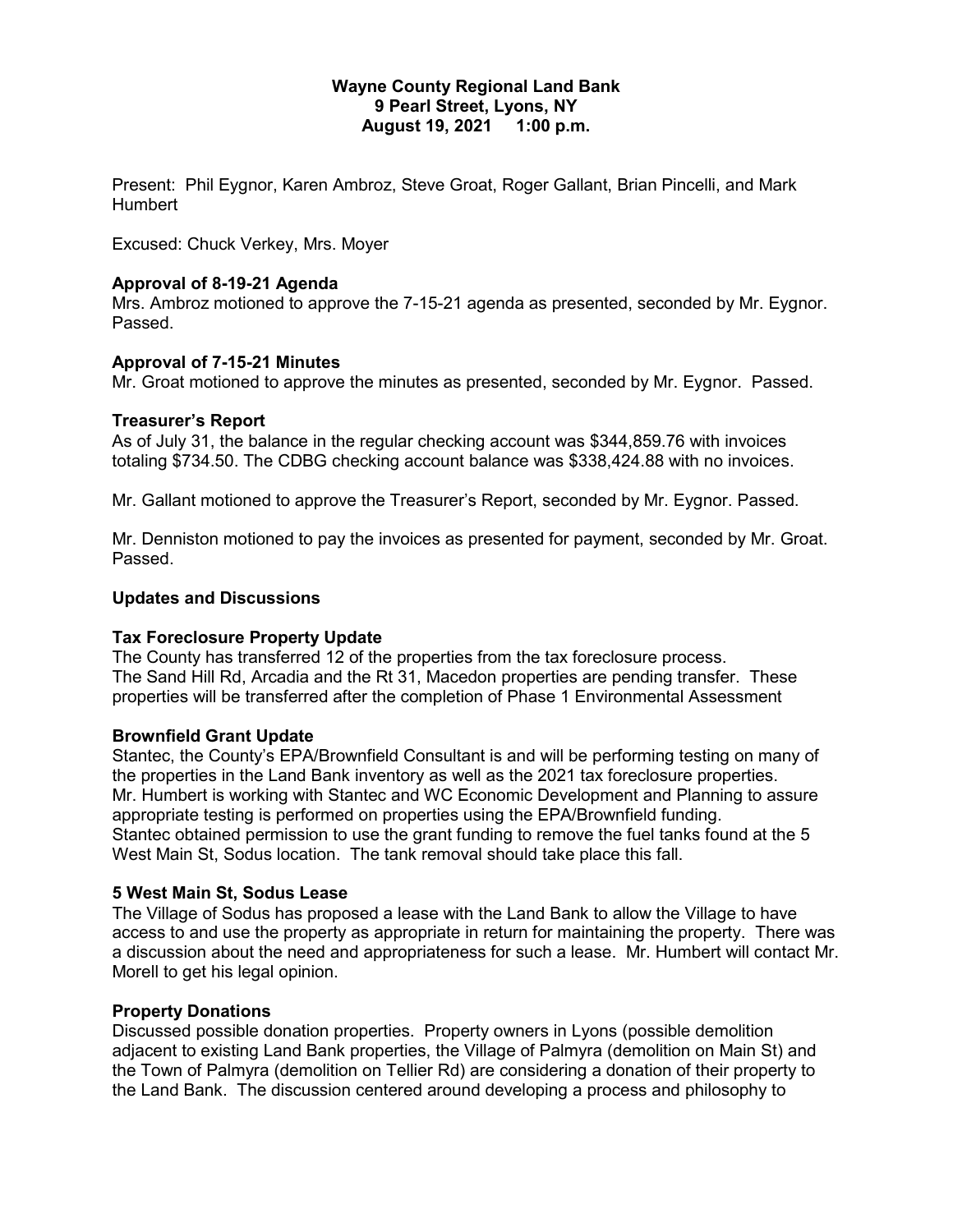**Wayne County Regional Land Bank**
**9 Pearl Street, Lyons, NY**
**August 19, 2021 1:00 p.m.**

Present: Phil Eygnor, Karen Ambroz, Steve Groat, Roger Gallant, Brian Pincelli, and Mark Humbert

Excused: Chuck Verkey, Mrs. Moyer

### Approval of 8-19-21 Agenda

Mrs. Ambroz motioned to approve the 7-15-21 agenda as presented, seconded by Mr. Eygnor. Passed.

### Approval of 7-15-21 Minutes

Mr. Groat motioned to approve the minutes as presented, seconded by Mr. Eygnor. Passed.

### Treasurer's Report

As of July 31, the balance in the regular checking account was $344,859.76 with invoices totaling $734.50. The CDBG checking account balance was $338,424.88 with no invoices.

Mr. Gallant motioned to approve the Treasurer's Report, seconded by Mr. Eygnor. Passed.

Mr. Denniston motioned to pay the invoices as presented for payment, seconded by Mr. Groat. Passed.

### Updates and Discussions

### Tax Foreclosure Property Update

The County has transferred 12 of the properties from the tax foreclosure process.
The Sand Hill Rd, Arcadia and the Rt 31, Macedon properties are pending transfer. These properties will be transferred after the completion of Phase 1 Environmental Assessment

### Brownfield Grant Update

Stantec, the County's EPA/Brownfield Consultant is and will be performing testing on many of the properties in the Land Bank inventory as well as the 2021 tax foreclosure properties. Mr. Humbert is working with Stantec and WC Economic Development and Planning to assure appropriate testing is performed on properties using the EPA/Brownfield funding.
Stantec obtained permission to use the grant funding to remove the fuel tanks found at the 5 West Main St, Sodus location. The tank removal should take place this fall.

### 5 West Main St, Sodus Lease

The Village of Sodus has proposed a lease with the Land Bank to allow the Village to have access to and use the property as appropriate in return for maintaining the property. There was a discussion about the need and appropriateness for such a lease. Mr. Humbert will contact Mr. Morell to get his legal opinion.

### Property Donations

Discussed possible donation properties. Property owners in Lyons (possible demolition adjacent to existing Land Bank properties, the Village of Palmyra (demolition on Main St) and the Town of Palmyra (demolition on Tellier Rd) are considering a donation of their property to the Land Bank. The discussion centered around developing a process and philosophy to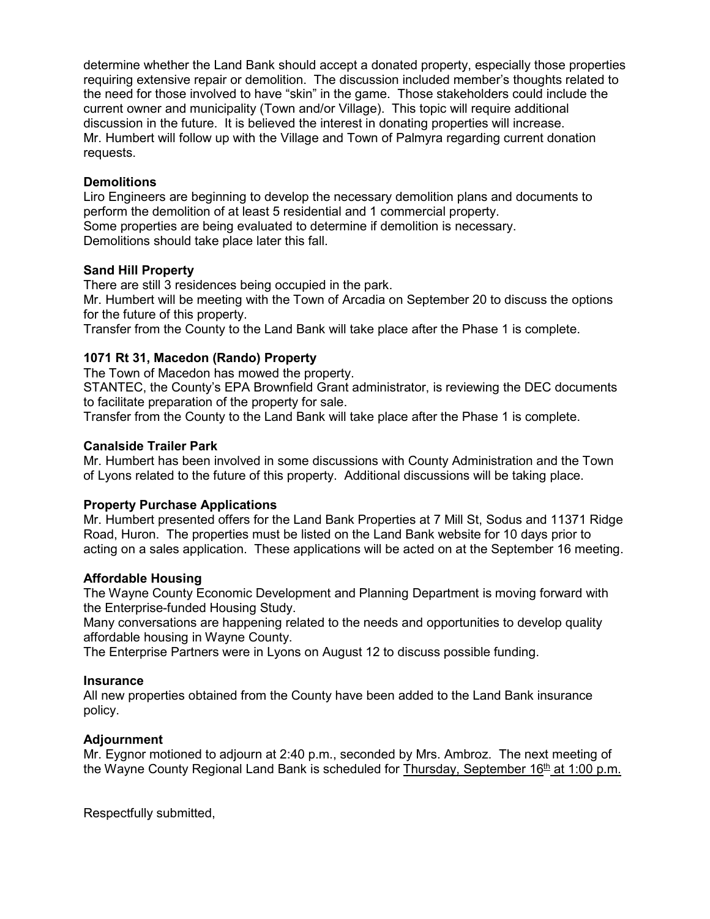determine whether the Land Bank should accept a donated property, especially those properties requiring extensive repair or demolition. The discussion included member's thoughts related to the need for those involved to have "skin" in the game. Those stakeholders could include the current owner and municipality (Town and/or Village). This topic will require additional discussion in the future. It is believed the interest in donating properties will increase. Mr. Humbert will follow up with the Village and Town of Palmyra regarding current donation requests.

**Demolitions**

Liro Engineers are beginning to develop the necessary demolition plans and documents to perform the demolition of at least 5 residential and 1 commercial property.
Some properties are being evaluated to determine if demolition is necessary.
Demolitions should take place later this fall.

**Sand Hill Property**

There are still 3 residences being occupied in the park.
Mr. Humbert will be meeting with the Town of Arcadia on September 20 to discuss the options for the future of this property.
Transfer from the County to the Land Bank will take place after the Phase 1 is complete.

**1071 Rt 31, Macedon (Rando) Property**

The Town of Macedon has mowed the property.
STANTEC, the County's EPA Brownfield Grant administrator, is reviewing the DEC documents to facilitate preparation of the property for sale.
Transfer from the County to the Land Bank will take place after the Phase 1 is complete.

**Canalside Trailer Park**

Mr. Humbert has been involved in some discussions with County Administration and the Town of Lyons related to the future of this property. Additional discussions will be taking place.

**Property Purchase Applications**

Mr. Humbert presented offers for the Land Bank Properties at 7 Mill St, Sodus and 11371 Ridge Road, Huron. The properties must be listed on the Land Bank website for 10 days prior to acting on a sales application. These applications will be acted on at the September 16 meeting.

**Affordable Housing**

The Wayne County Economic Development and Planning Department is moving forward with the Enterprise-funded Housing Study.
Many conversations are happening related to the needs and opportunities to develop quality affordable housing in Wayne County.
The Enterprise Partners were in Lyons on August 12 to discuss possible funding.

**Insurance**

All new properties obtained from the County have been added to the Land Bank insurance policy.

**Adjournment**

Mr. Eygnor motioned to adjourn at 2:40 p.m., seconded by Mrs. Ambroz. The next meeting of the Wayne County Regional Land Bank is scheduled for Thursday, September 16th at 1:00 p.m.

Respectfully submitted,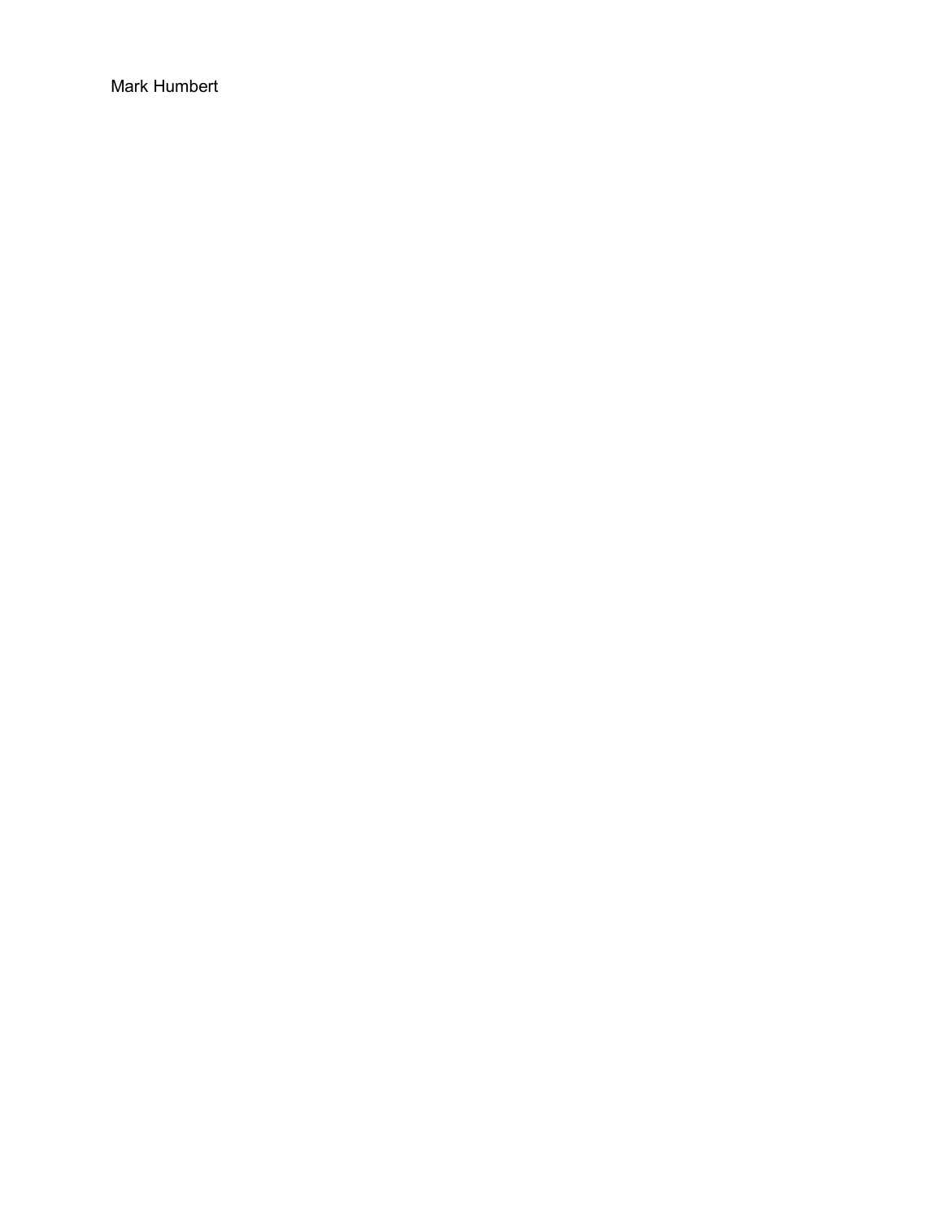Mark Humbert